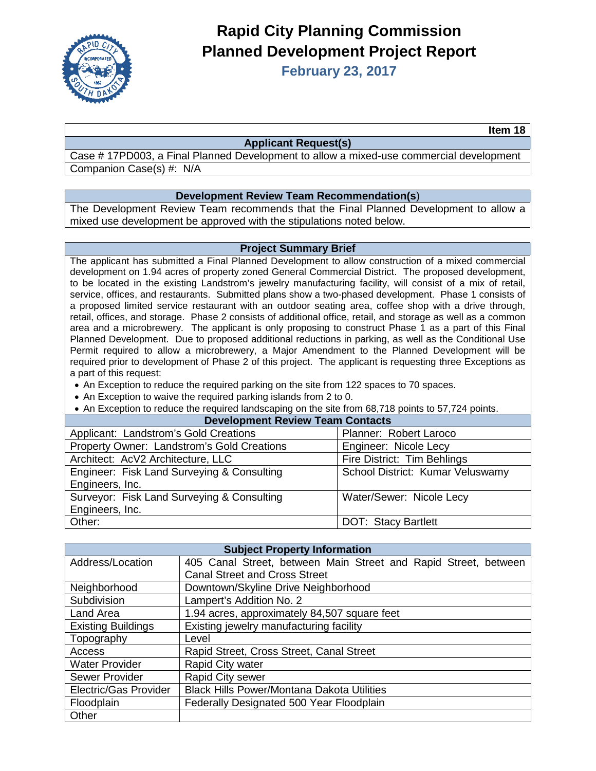# Rapid City Planning Commission
# Planned Development Project Report

## February 23, 2017

**Item 18**

| **Applicant Request(s)** |
|---|
| Case # 17PD003, a Final Planned Development to allow a mixed-use commercial development |
| Companion Case(s) #: N/A |

| **Development Review Team Recommendation(s)** |
|---|
| The Development Review Team recommends that the Final Planned Development to allow a mixed use development be approved with the stipulations noted below. |

**Project Summary Brief**

The applicant has submitted a Final Planned Development to allow construction of a mixed commercial development on 1.94 acres of property zoned General Commercial District. The proposed development, to be located in the existing Landstrom's jewelry manufacturing facility, will consist of a mix of retail, service, offices, and restaurants. Submitted plans show a two-phased development. Phase 1 consists of a proposed limited service restaurant with an outdoor seating area, coffee shop with a drive through, retail, offices, and storage. Phase 2 consists of additional office, retail, and storage as well as a common area and a microbrewery. The applicant is only proposing to construct Phase 1 as a part of this Final Planned Development. Due to proposed additional reductions in parking, as well as the Conditional Use Permit required to allow a microbrewery, a Major Amendment to the Planned Development will be required prior to development of Phase 2 of this project. The applicant is requesting three Exceptions as a part of this request:

- An Exception to reduce the required parking on the site from 122 spaces to 70 spaces.
- An Exception to waive the required parking islands from 2 to 0.
- An Exception to reduce the required landscaping on the site from 68,718 points to 57,724 points.

| **Development Review Team Contacts** | |
|---|---|
| Applicant: Landstrom's Gold Creations | Planner: Robert Laroco |
| Property Owner: Landstrom's Gold Creations | Engineer: Nicole Lecy |
| Architect: AcV2 Architecture, LLC | Fire District: Tim Behlings |
| Engineer: Fisk Land Surveying & Consulting Engineers, Inc. | School District: Kumar Veluswamy |
| Surveyor: Fisk Land Surveying & Consulting Engineers, Inc. | Water/Sewer: Nicole Lecy |
| Other: | DOT: Stacy Bartlett |

| **Subject Property Information** | |
|---|---|
| Address/Location | 405 Canal Street, between Main Street and Rapid Street, between Canal Street and Cross Street |
| Neighborhood | Downtown/Skyline Drive Neighborhood |
| Subdivision | Lampert's Addition No. 2 |
| Land Area | 1.94 acres, approximately 84,507 square feet |
| Existing Buildings | Existing jewelry manufacturing facility |
| Topography | Level |
| Access | Rapid Street, Cross Street, Canal Street |
| Water Provider | Rapid City water |
| Sewer Provider | Rapid City sewer |
| Electric/Gas Provider | Black Hills Power/Montana Dakota Utilities |
| Floodplain | Federally Designated 500 Year Floodplain |
| Other | |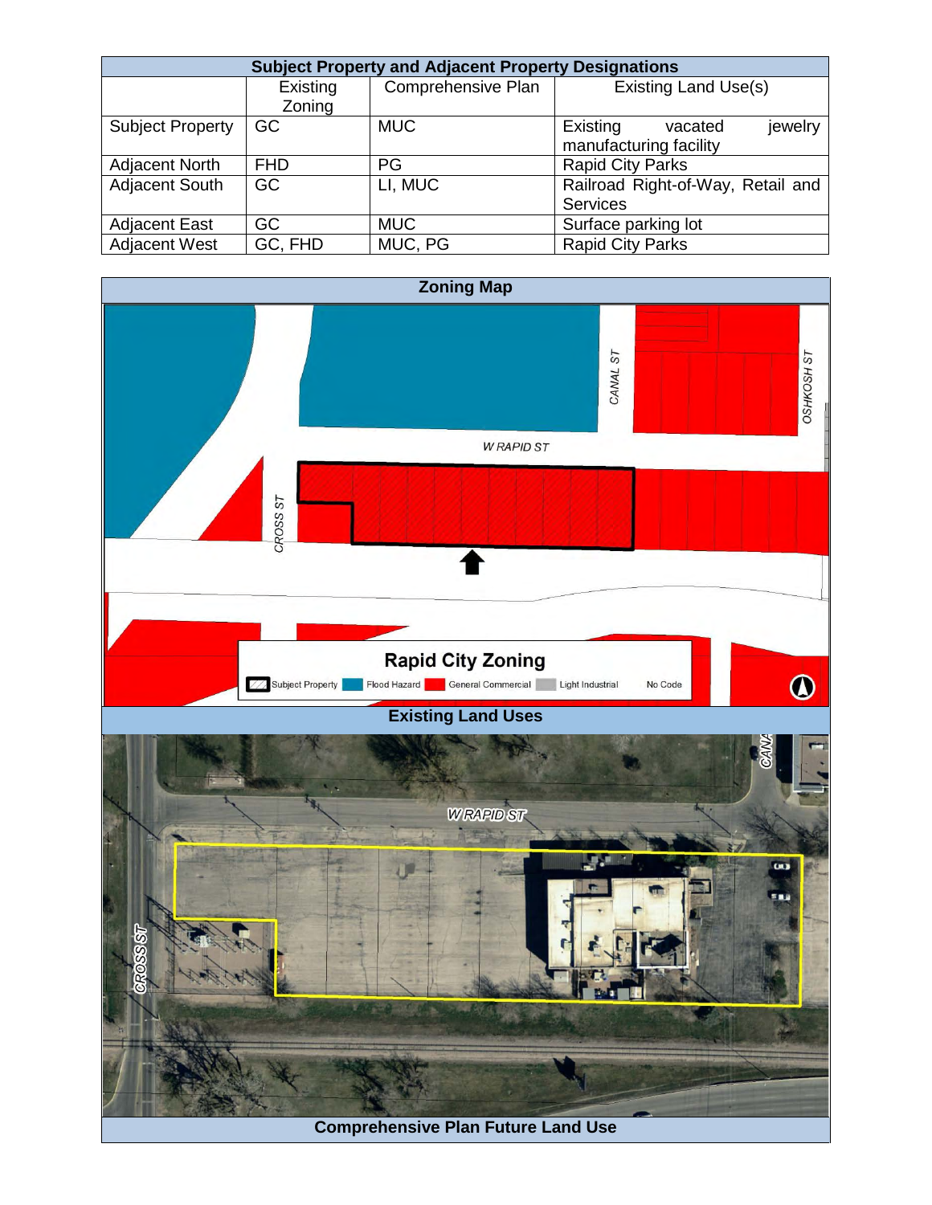| Subject Property and Adjacent Property Designations | | | |
|---|---|---|---|
| | Existing Zoning | Comprehensive Plan | Existing Land Use(s) |
| Subject Property | GC | MUC | Existing vacated jewelry manufacturing facility |
| Adjacent North | FHD | PG | Rapid City Parks |
| Adjacent South | GC | LI, MUC | Railroad Right-of-Way, Retail and Services |
| Adjacent East | GC | MUC | Surface parking lot |
| Adjacent West | GC, FHD | MUC, PG | Rapid City Parks |

**Zoning Map**

**Existing Land Uses**

**Comprehensive Plan Future Land Use**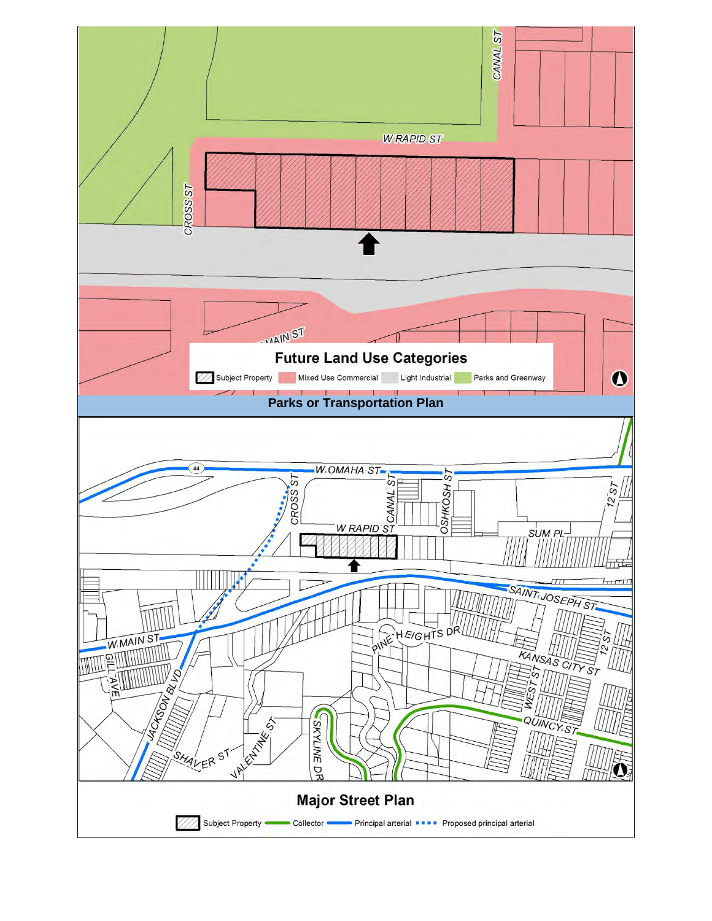## Future Land Use Categories

Subject Property | Mixed Use Commercial | Light Industrial | Parks and Greenway

## Parks or Transportation Plan

## Major Street Plan

Subject Property | Collector | Principal arterial | Proposed principal arterial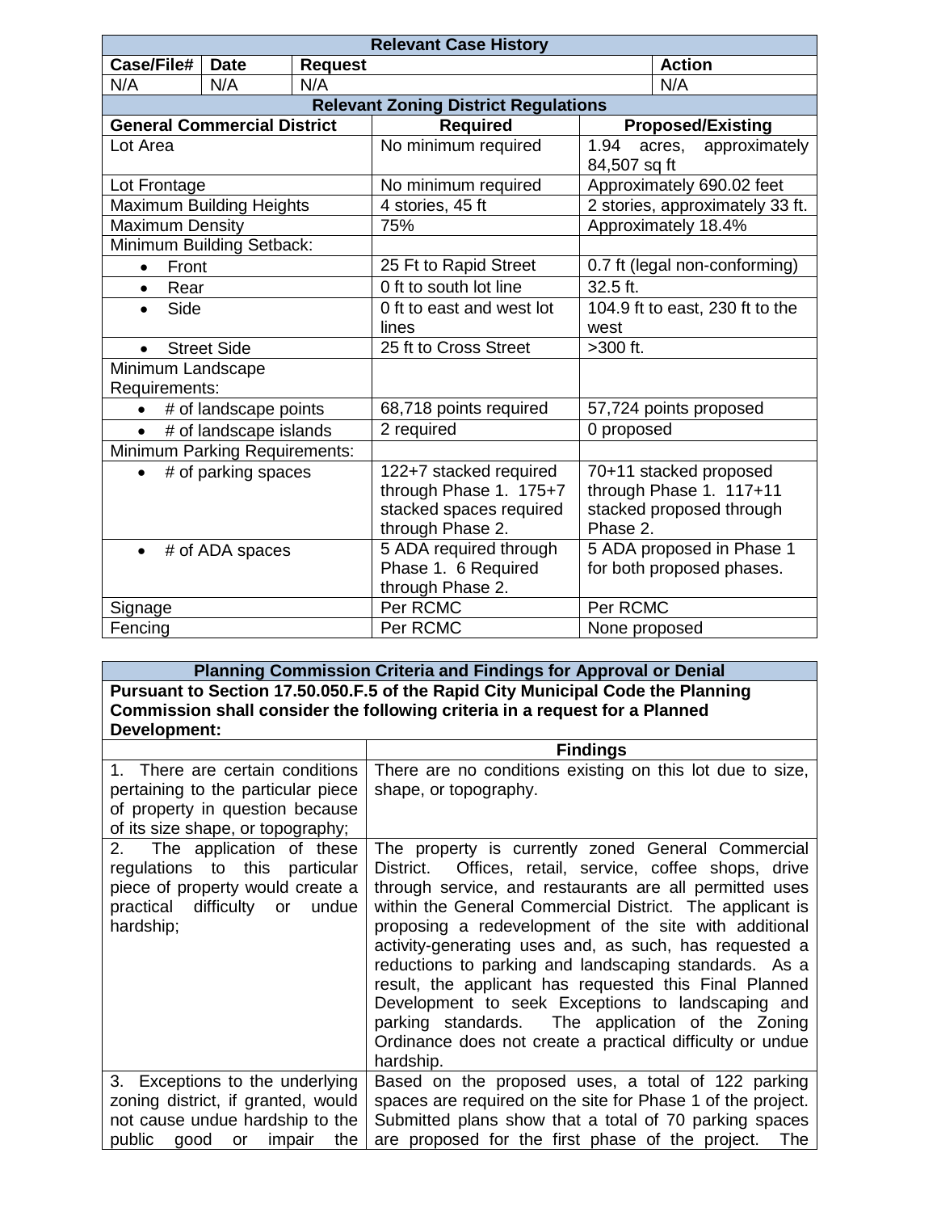| Relevant Case History | | | |
|---|---|---|---|
| **Case/File#** | **Date** | **Request** | **Action** |
| N/A | N/A | N/A | N/A |

| Relevant Zoning District Regulations | | |
|---|---|---|
| **General Commercial District** | **Required** | **Proposed/Existing** |
| Lot Area | No minimum required | 1.94 acres, approximately 84,507 sq ft |
| Lot Frontage | No minimum required | Approximately 690.02 feet |
| Maximum Building Heights | 4 stories, 45 ft | 2 stories, approximately 33 ft. |
| Maximum Density | 75% | Approximately 18.4% |
| Minimum Building Setback: | | |
| • Front | 25 Ft to Rapid Street | 0.7 ft (legal non-conforming) |
| • Rear | 0 ft to south lot line | 32.5 ft. |
| • Side | 0 ft to east and west lot lines | 104.9 ft to east, 230 ft to the west |
| • Street Side | 25 ft to Cross Street | >300 ft. |
| Minimum Landscape Requirements: | | |
| • # of landscape points | 68,718 points required | 57,724 points proposed |
| • # of landscape islands | 2 required | 0 proposed |
| Minimum Parking Requirements: | | |
| • # of parking spaces | 122+7 stacked required through Phase 1. 175+7 stacked spaces required through Phase 2. | 70+11 stacked proposed through Phase 1. 117+11 stacked proposed through Phase 2. |
| • # of ADA spaces | 5 ADA required through Phase 1. 6 Required through Phase 2. | 5 ADA proposed in Phase 1 for both proposed phases. |
| Signage | Per RCMC | Per RCMC |
| Fencing | Per RCMC | None proposed |

| Planning Commission Criteria and Findings for Approval or Denial | |
|---|---|
| **Pursuant to Section 17.50.050.F.5 of the Rapid City Municipal Code the Planning Commission shall consider the following criteria in a request for a Planned Development:** | |
| | **Findings** |
| 1. There are certain conditions pertaining to the particular piece of property in question because of its size shape, or topography; | There are no conditions existing on this lot due to size, shape, or topography. |
| 2. The application of these regulations to this particular piece of property would create a practical difficulty or undue hardship; | The property is currently zoned General Commercial District. Offices, retail, service, coffee shops, drive through service, and restaurants are all permitted uses within the General Commercial District. The applicant is proposing a redevelopment of the site with additional activity-generating uses and, as such, has requested a reductions to parking and landscaping standards. As a result, the applicant has requested this Final Planned Development to seek Exceptions to landscaping and parking standards. The application of the Zoning Ordinance does not create a practical difficulty or undue hardship. |
| 3. Exceptions to the underlying zoning district, if granted, would not cause undue hardship to the public good or impair the | Based on the proposed uses, a total of 122 parking spaces are required on the site for Phase 1 of the project. Submitted plans show that a total of 70 parking spaces are proposed for the first phase of the project. The |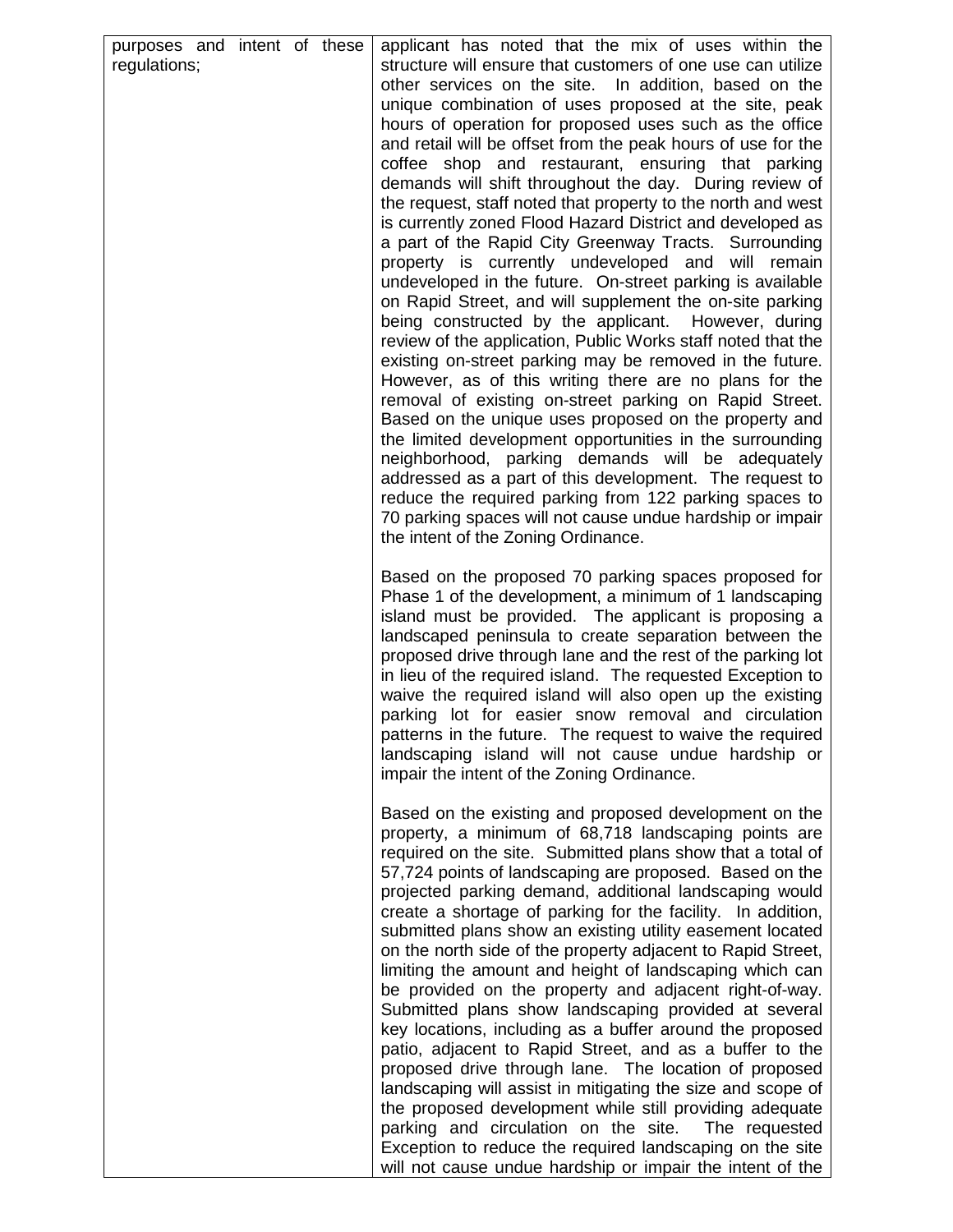| | |
|---|---|
| purposes and intent of these regulations; | applicant has noted that the mix of uses within the structure will ensure that customers of one use can utilize other services on the site. In addition, based on the unique combination of uses proposed at the site, peak hours of operation for proposed uses such as the office and retail will be offset from the peak hours of use for the coffee shop and restaurant, ensuring that parking demands will shift throughout the day. During review of the request, staff noted that property to the north and west is currently zoned Flood Hazard District and developed as a part of the Rapid City Greenway Tracts. Surrounding property is currently undeveloped and will remain undeveloped in the future. On-street parking is available on Rapid Street, and will supplement the on-site parking being constructed by the applicant. However, during review of the application, Public Works staff noted that the existing on-street parking may be removed in the future. However, as of this writing there are no plans for the removal of existing on-street parking on Rapid Street. Based on the unique uses proposed on the property and the limited development opportunities in the surrounding neighborhood, parking demands will be adequately addressed as a part of this development. The request to reduce the required parking from 122 parking spaces to 70 parking spaces will not cause undue hardship or impair the intent of the Zoning Ordinance.<br><br>Based on the proposed 70 parking spaces proposed for Phase 1 of the development, a minimum of 1 landscaping island must be provided. The applicant is proposing a landscaped peninsula to create separation between the proposed drive through lane and the rest of the parking lot in lieu of the required island. The requested Exception to waive the required island will also open up the existing parking lot for easier snow removal and circulation patterns in the future. The request to waive the required landscaping island will not cause undue hardship or impair the intent of the Zoning Ordinance.<br><br>Based on the existing and proposed development on the property, a minimum of 68,718 landscaping points are required on the site. Submitted plans show that a total of 57,724 points of landscaping are proposed. Based on the projected parking demand, additional landscaping would create a shortage of parking for the facility. In addition, submitted plans show an existing utility easement located on the north side of the property adjacent to Rapid Street, limiting the amount and height of landscaping which can be provided on the property and adjacent right-of-way. Submitted plans show landscaping provided at several key locations, including as a buffer around the proposed patio, adjacent to Rapid Street, and as a buffer to the proposed drive through lane. The location of proposed landscaping will assist in mitigating the size and scope of the proposed development while still providing adequate parking and circulation on the site. The requested Exception to reduce the required landscaping on the site will not cause undue hardship or impair the intent of the |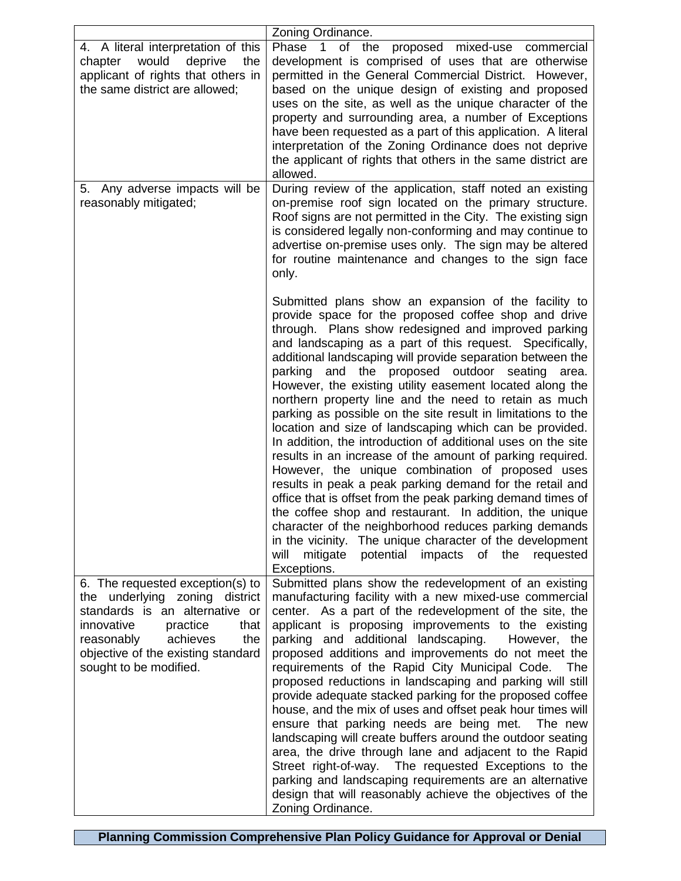| | |
|---|---|
| | Zoning Ordinance. |
| 4. A literal interpretation of this chapter would deprive the applicant of rights that others in the same district are allowed; | Phase 1 of the proposed mixed-use commercial development is comprised of uses that are otherwise permitted in the General Commercial District. However, based on the unique design of existing and proposed uses on the site, as well as the unique character of the property and surrounding area, a number of Exceptions have been requested as a part of this application. A literal interpretation of the Zoning Ordinance does not deprive the applicant of rights that others in the same district are allowed. |
| 5. Any adverse impacts will be reasonably mitigated; | During review of the application, staff noted an existing on-premise roof sign located on the primary structure. Roof signs are not permitted in the City. The existing sign is considered legally non-conforming and may continue to advertise on-premise uses only. The sign may be altered for routine maintenance and changes to the sign face only.<br><br>Submitted plans show an expansion of the facility to provide space for the proposed coffee shop and drive through. Plans show redesigned and improved parking and landscaping as a part of this request. Specifically, additional landscaping will provide separation between the parking and the proposed outdoor seating area. However, the existing utility easement located along the northern property line and the need to retain as much parking as possible on the site result in limitations to the location and size of landscaping which can be provided. In addition, the introduction of additional uses on the site results in an increase of the amount of parking required. However, the unique combination of proposed uses results in peak a peak parking demand for the retail and office that is offset from the peak parking demand times of the coffee shop and restaurant. In addition, the unique character of the neighborhood reduces parking demands in the vicinity. The unique character of the development will mitigate potential impacts of the requested Exceptions. |
| 6. The requested exception(s) to the underlying zoning district standards is an alternative or innovative practice that reasonably achieves the objective of the existing standard sought to be modified. | Submitted plans show the redevelopment of an existing manufacturing facility with a new mixed-use commercial center. As a part of the redevelopment of the site, the applicant is proposing improvements to the existing parking and additional landscaping. However, the proposed additions and improvements do not meet the requirements of the Rapid City Municipal Code. The proposed reductions in landscaping and parking will still provide adequate stacked parking for the proposed coffee house, and the mix of uses and offset peak hour times will ensure that parking needs are being met. The new landscaping will create buffers around the outdoor seating area, the drive through lane and adjacent to the Rapid Street right-of-way. The requested Exceptions to the parking and landscaping requirements are an alternative design that will reasonably achieve the objectives of the Zoning Ordinance. |

**Planning Commission Comprehensive Plan Policy Guidance for Approval or Denial**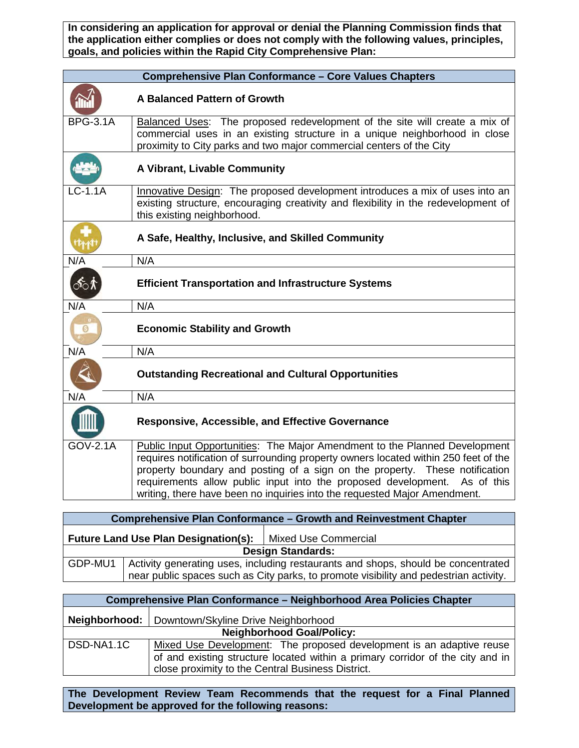**In considering an application for approval or denial the Planning Commission finds that the application either complies or does not comply with the following values, principles, goals, and policies within the Rapid City Comprehensive Plan:**

| Comprehensive Plan Conformance – Core Values Chapters | |
|---|---|
| | **A Balanced Pattern of Growth** |
| BPG-3.1A | Balanced Uses: The proposed redevelopment of the site will create a mix of commercial uses in an existing structure in a unique neighborhood in close proximity to City parks and two major commercial centers of the City |
| | **A Vibrant, Livable Community** |
| LC-1.1A | Innovative Design: The proposed development introduces a mix of uses into an existing structure, encouraging creativity and flexibility in the redevelopment of this existing neighborhood. |
| | **A Safe, Healthy, Inclusive, and Skilled Community** |
| N/A | N/A |
| | **Efficient Transportation and Infrastructure Systems** |
| N/A | N/A |
| | **Economic Stability and Growth** |
| N/A | N/A |
| | **Outstanding Recreational and Cultural Opportunities** |
| N/A | N/A |
| | **Responsive, Accessible, and Effective Governance** |
| GOV-2.1A | Public Input Opportunities: The Major Amendment to the Planned Development requires notification of surrounding property owners located within 250 feet of the property boundary and posting of a sign on the property. These notification requirements allow public input into the proposed development. As of this writing, there have been no inquiries into the requested Major Amendment. |

| Comprehensive Plan Conformance – Growth and Reinvestment Chapter | |
|---|---|
| **Future Land Use Plan Designation(s):** | Mixed Use Commercial |
| **Design Standards:** | |
| GDP-MU1 | Activity generating uses, including restaurants and shops, should be concentrated near public spaces such as City parks, to promote visibility and pedestrian activity. |

| Comprehensive Plan Conformance – Neighborhood Area Policies Chapter | |
|---|---|
| **Neighborhood:** | Downtown/Skyline Drive Neighborhood |
| **Neighborhood Goal/Policy:** | |
| DSD-NA1.1C | Mixed Use Development: The proposed development is an adaptive reuse of and existing structure located within a primary corridor of the city and in close proximity to the Central Business District. |

**The Development Review Team Recommends that the request for a Final Planned Development be approved for the following reasons:**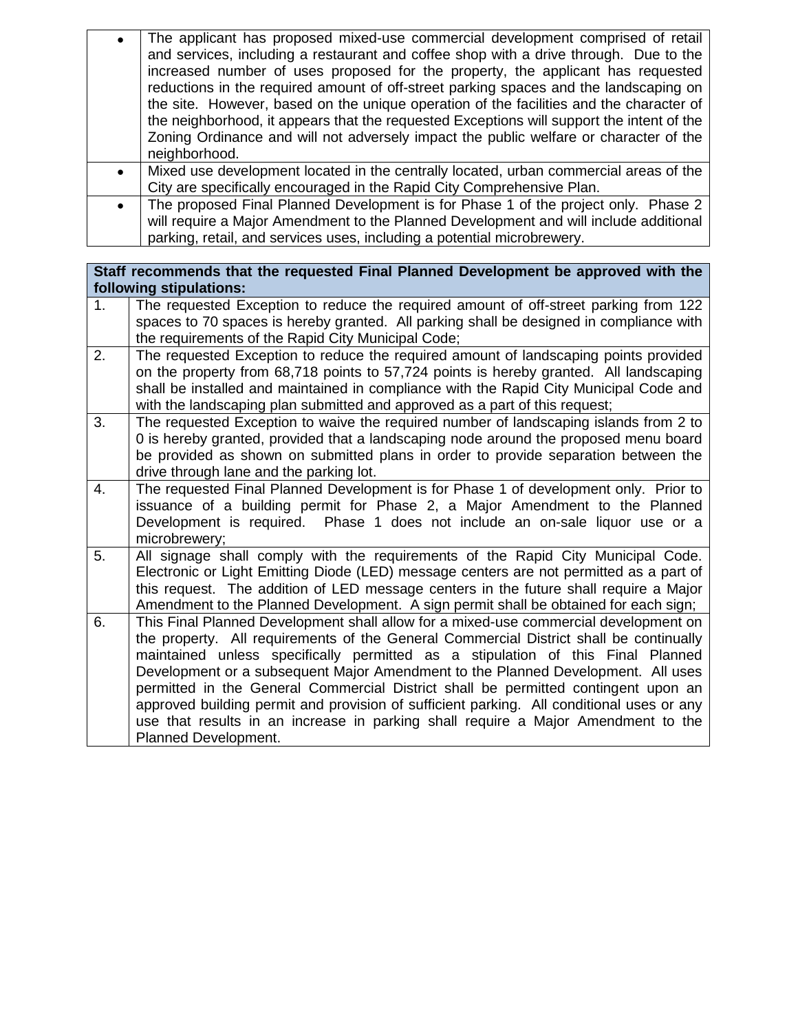| | |
|---|---|
| • | The applicant has proposed mixed-use commercial development comprised of retail and services, including a restaurant and coffee shop with a drive through. Due to the increased number of uses proposed for the property, the applicant has requested reductions in the required amount of off-street parking spaces and the landscaping on the site. However, based on the unique operation of the facilities and the character of the neighborhood, it appears that the requested Exceptions will support the intent of the Zoning Ordinance and will not adversely impact the public welfare or character of the neighborhood. |
| • | Mixed use development located in the centrally located, urban commercial areas of the City are specifically encouraged in the Rapid City Comprehensive Plan. |
| • | The proposed Final Planned Development is for Phase 1 of the project only. Phase 2 will require a Major Amendment to the Planned Development and will include additional parking, retail, and services uses, including a potential microbrewery. |

| **Staff recommends that the requested Final Planned Development be approved with the following stipulations:** | |
|---|---|
| 1. | The requested Exception to reduce the required amount of off-street parking from 122 spaces to 70 spaces is hereby granted. All parking shall be designed in compliance with the requirements of the Rapid City Municipal Code; |
| 2. | The requested Exception to reduce the required amount of landscaping points provided on the property from 68,718 points to 57,724 points is hereby granted. All landscaping shall be installed and maintained in compliance with the Rapid City Municipal Code and with the landscaping plan submitted and approved as a part of this request; |
| 3. | The requested Exception to waive the required number of landscaping islands from 2 to 0 is hereby granted, provided that a landscaping node around the proposed menu board be provided as shown on submitted plans in order to provide separation between the drive through lane and the parking lot. |
| 4. | The requested Final Planned Development is for Phase 1 of development only. Prior to issuance of a building permit for Phase 2, a Major Amendment to the Planned Development is required. Phase 1 does not include an on-sale liquor use or a microbrewery; |
| 5. | All signage shall comply with the requirements of the Rapid City Municipal Code. Electronic or Light Emitting Diode (LED) message centers are not permitted as a part of this request. The addition of LED message centers in the future shall require a Major Amendment to the Planned Development. A sign permit shall be obtained for each sign; |
| 6. | This Final Planned Development shall allow for a mixed-use commercial development on the property. All requirements of the General Commercial District shall be continually maintained unless specifically permitted as a stipulation of this Final Planned Development or a subsequent Major Amendment to the Planned Development. All uses permitted in the General Commercial District shall be permitted contingent upon an approved building permit and provision of sufficient parking. All conditional uses or any use that results in an increase in parking shall require a Major Amendment to the Planned Development. |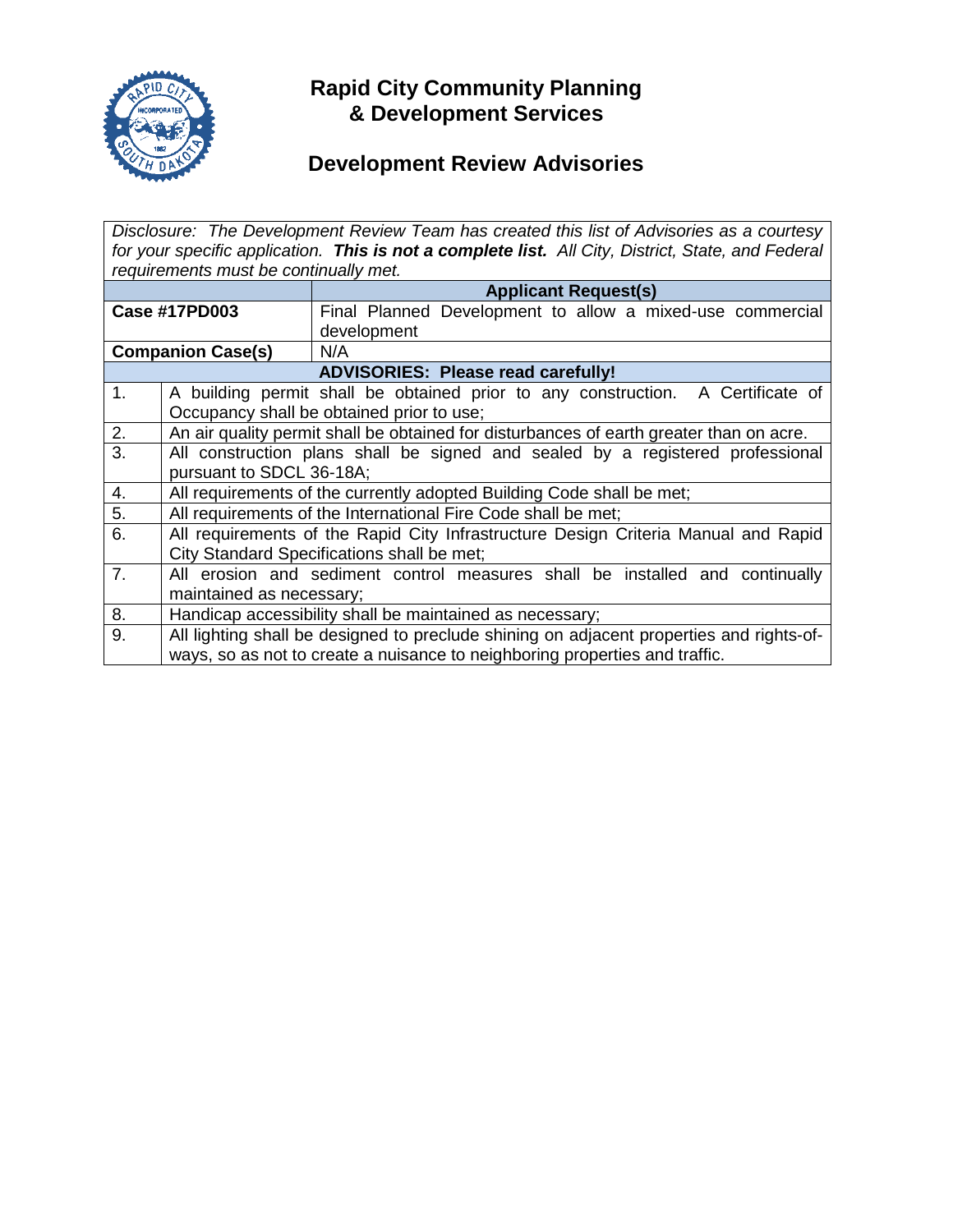# Rapid City Community Planning & Development Services

## Development Review Advisories

*Disclosure: The Development Review Team has created this list of Advisories as a courtesy for your specific application.* ***This is not a complete list.*** *All City, District, State, and Federal requirements must be continually met.*

| | **Applicant Request(s)** |
|---|---|
| **Case #17PD003** | Final Planned Development to allow a mixed-use commercial development |
| **Companion Case(s)** | N/A |

**ADVISORIES: Please read carefully!**

| | |
|---|---|
| 1. | A building permit shall be obtained prior to any construction. A Certificate of Occupancy shall be obtained prior to use; |
| 2. | An air quality permit shall be obtained for disturbances of earth greater than on acre. |
| 3. | All construction plans shall be signed and sealed by a registered professional pursuant to SDCL 36-18A; |
| 4. | All requirements of the currently adopted Building Code shall be met; |
| 5. | All requirements of the International Fire Code shall be met; |
| 6. | All requirements of the Rapid City Infrastructure Design Criteria Manual and Rapid City Standard Specifications shall be met; |
| 7. | All erosion and sediment control measures shall be installed and continually maintained as necessary; |
| 8. | Handicap accessibility shall be maintained as necessary; |
| 9. | All lighting shall be designed to preclude shining on adjacent properties and rights-of-ways, so as not to create a nuisance to neighboring properties and traffic. |